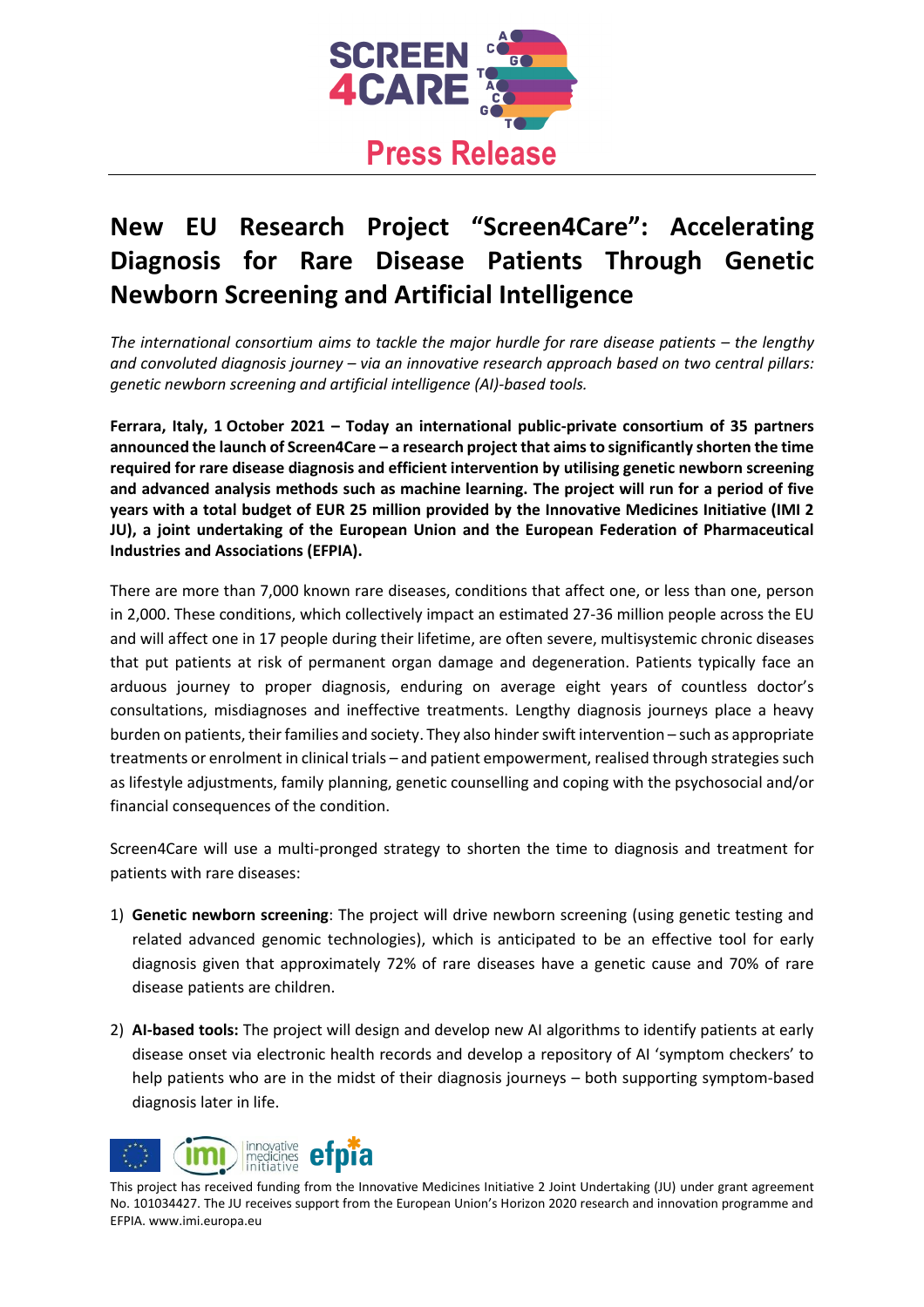Press Release

# New EU Research Project "Screen4Care": Accelerating Diagnosis for Rare Disease Patients Through Genetic Newborn Screening and Artificial Intelligence

*The international consortium aims to tackle the major hurdle for rare disease patients – the lengthy and convoluted diagnosis journey – via an innovative research approach based on two central pillars: genetic newborn screening and artificial intelligence (AI)-based tools.*

**Ferrara, Italy, 1 October 2021 – Today an international public-private consortium of 35 partners announced the launch of Screen4Care – a research project that aims to significantly shorten the time required for rare disease diagnosis and efficient intervention by utilising genetic newborn screening and advanced analysis methods such as machine learning. The project will run for a period of five years with a total budget of EUR 25 million provided by the Innovative Medicines Initiative (IMI 2 JU), a joint undertaking of the European Union and the European Federation of Pharmaceutical Industries and Associations (EFPIA).**

There are more than 7,000 known rare diseases, conditions that affect one, or less than one, person in 2,000. These conditions, which collectively impact an estimated 27-36 million people across the EU and will affect one in 17 people during their lifetime, are often severe, multisystemic chronic diseases that put patients at risk of permanent organ damage and degeneration. Patients typically face an arduous journey to proper diagnosis, enduring on average eight years of countless doctor's consultations, misdiagnoses and ineffective treatments. Lengthy diagnosis journeys place a heavy burden on patients, their families and society. They also hinder swift intervention – such as appropriate treatments or enrolment in clinical trials – and patient empowerment, realised through strategies such as lifestyle adjustments, family planning, genetic counselling and coping with the psychosocial and/or financial consequences of the condition.

Screen4Care will use a multi-pronged strategy to shorten the time to diagnosis and treatment for patients with rare diseases:

1) **Genetic newborn screening**: The project will drive newborn screening (using genetic testing and related advanced genomic technologies), which is anticipated to be an effective tool for early diagnosis given that approximately 72% of rare diseases have a genetic cause and 70% of rare disease patients are children.

2) **AI-based tools:** The project will design and develop new AI algorithms to identify patients at early disease onset via electronic health records and develop a repository of AI 'symptom checkers' to help patients who are in the midst of their diagnosis journeys – both supporting symptom-based diagnosis later in life.

This project has received funding from the Innovative Medicines Initiative 2 Joint Undertaking (JU) under grant agreement No. 101034427. The JU receives support from the European Union's Horizon 2020 research and innovation programme and EFPIA. www.imi.europa.eu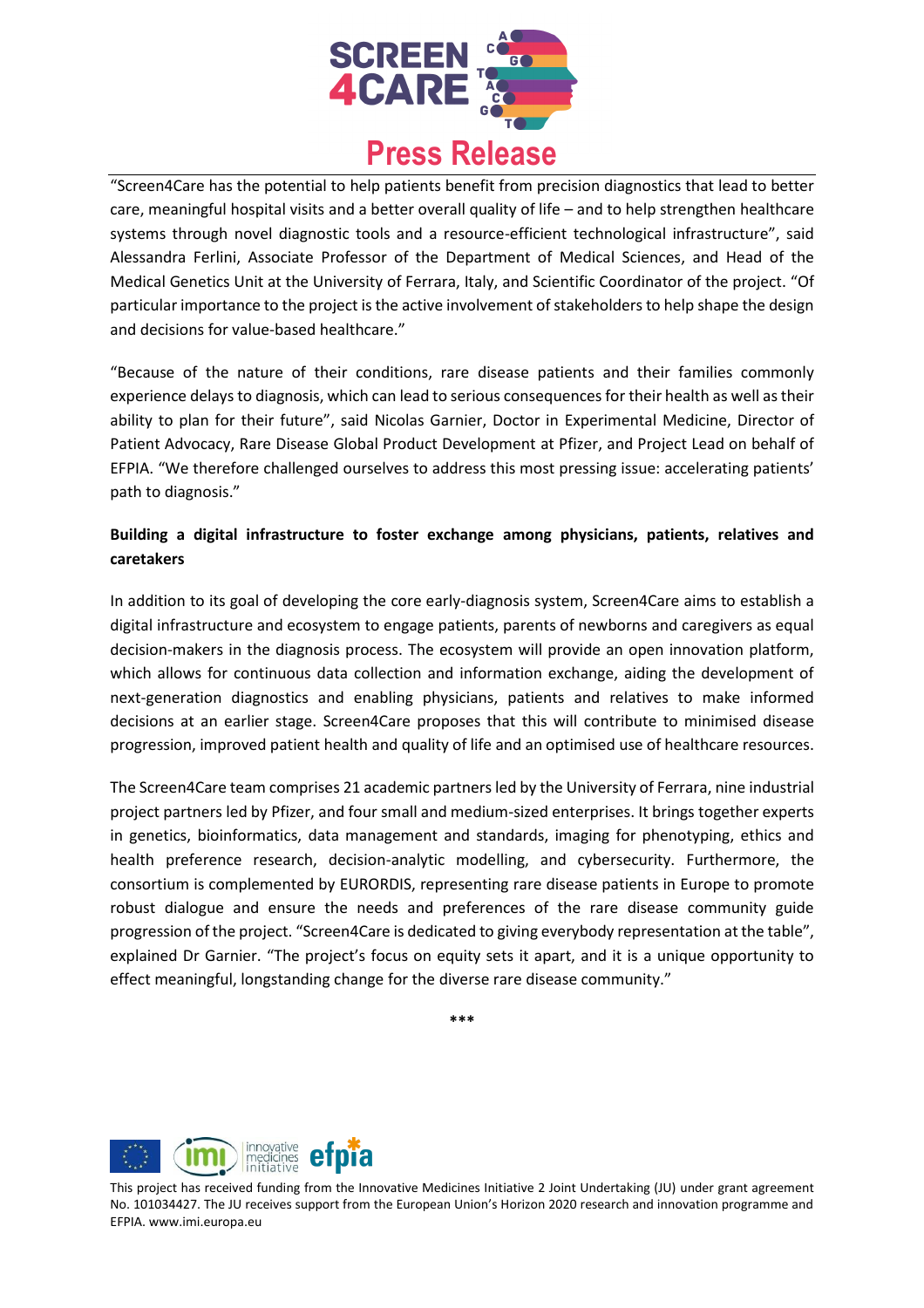“Screen4Care has the potential to help patients benefit from precision diagnostics that lead to better care, meaningful hospital visits and a better overall quality of life – and to help strengthen healthcare systems through novel diagnostic tools and a resource-efficient technological infrastructure”, said Alessandra Ferlini, Associate Professor of the Department of Medical Sciences, and Head of the Medical Genetics Unit at the University of Ferrara, Italy, and Scientific Coordinator of the project. “Of particular importance to the project is the active involvement of stakeholders to help shape the design and decisions for value-based healthcare.”

“Because of the nature of their conditions, rare disease patients and their families commonly experience delays to diagnosis, which can lead to serious consequences for their health as well as their ability to plan for their future”, said Nicolas Garnier, Doctor in Experimental Medicine, Director of Patient Advocacy, Rare Disease Global Product Development at Pfizer, and Project Lead on behalf of EFPIA. “We therefore challenged ourselves to address this most pressing issue: accelerating patients' path to diagnosis.”

**Building a digital infrastructure to foster exchange among physicians, patients, relatives and caretakers**

In addition to its goal of developing the core early-diagnosis system, Screen4Care aims to establish a digital infrastructure and ecosystem to engage patients, parents of newborns and caregivers as equal decision-makers in the diagnosis process. The ecosystem will provide an open innovation platform, which allows for continuous data collection and information exchange, aiding the development of next-generation diagnostics and enabling physicians, patients and relatives to make informed decisions at an earlier stage. Screen4Care proposes that this will contribute to minimised disease progression, improved patient health and quality of life and an optimised use of healthcare resources.

The Screen4Care team comprises 21 academic partners led by the University of Ferrara, nine industrial project partners led by Pfizer, and four small and medium-sized enterprises. It brings together experts in genetics, bioinformatics, data management and standards, imaging for phenotyping, ethics and health preference research, decision-analytic modelling, and cybersecurity. Furthermore, the consortium is complemented by EURORDIS, representing rare disease patients in Europe to promote robust dialogue and ensure the needs and preferences of the rare disease community guide progression of the project. “Screen4Care is dedicated to giving everybody representation at the table”, explained Dr Garnier. “The project's focus on equity sets it apart, and it is a unique opportunity to effect meaningful, longstanding change for the diverse rare disease community.”

***

This project has received funding from the Innovative Medicines Initiative 2 Joint Undertaking (JU) under grant agreement No. 101034427. The JU receives support from the European Union's Horizon 2020 research and innovation programme and EFPIA. www.imi.europa.eu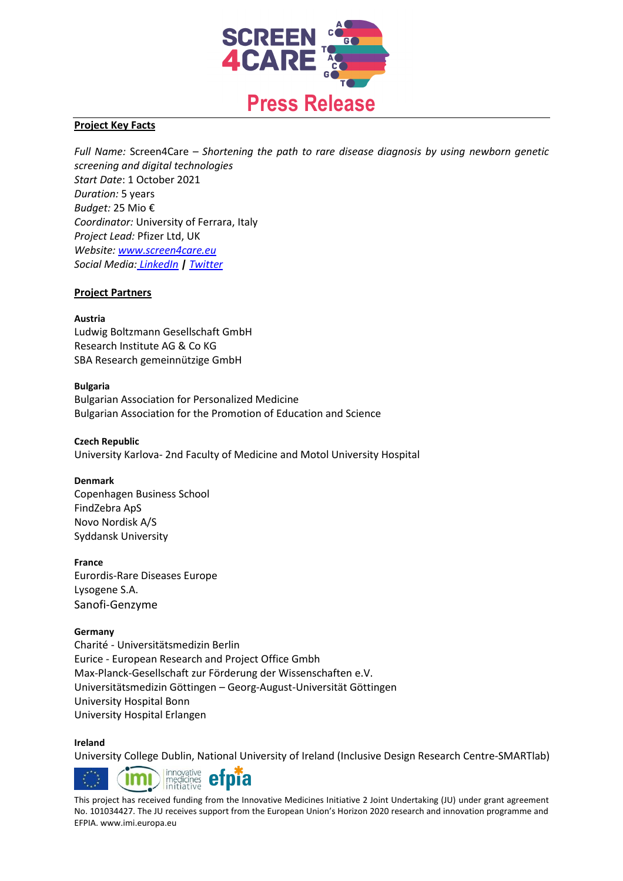# Press Release

**Project Key Facts**

*Full Name:* Screen4Care – *Shortening the path to rare disease diagnosis by using newborn genetic screening and digital technologies*
*Start Date*: 1 October 2021
*Duration:* 5 years
*Budget:* 25 Mio €
*Coordinator:* University of Ferrara, Italy
*Project Lead:* Pfizer Ltd, UK
*Website:* [www.screen4care.eu](www.screen4care.eu)
*Social Media:* LinkedIn | Twitter

**Project Partners**

**Austria**
Ludwig Boltzmann Gesellschaft GmbH
Research Institute AG & Co KG
SBA Research gemeinnützige GmbH

**Bulgaria**
Bulgarian Association for Personalized Medicine
Bulgarian Association for the Promotion of Education and Science

**Czech Republic**
University Karlova- 2nd Faculty of Medicine and Motol University Hospital

**Denmark**
Copenhagen Business School
FindZebra ApS
Novo Nordisk A/S
Syddansk University

**France**
Eurordis-Rare Diseases Europe
Lysogene S.A.
Sanofi-Genzyme

**Germany**
Charité - Universitätsmedizin Berlin
Eurice - European Research and Project Office Gmbh
Max-Planck-Gesellschaft zur Förderung der Wissenschaften e.V.
Universitätsmedizin Göttingen – Georg-August-Universität Göttingen
University Hospital Bonn
University Hospital Erlangen

**Ireland**
University College Dublin, National University of Ireland (Inclusive Design Research Centre-SMARTlab)

This project has received funding from the Innovative Medicines Initiative 2 Joint Undertaking (JU) under grant agreement No. 101034427. The JU receives support from the European Union's Horizon 2020 research and innovation programme and EFPIA. www.imi.europa.eu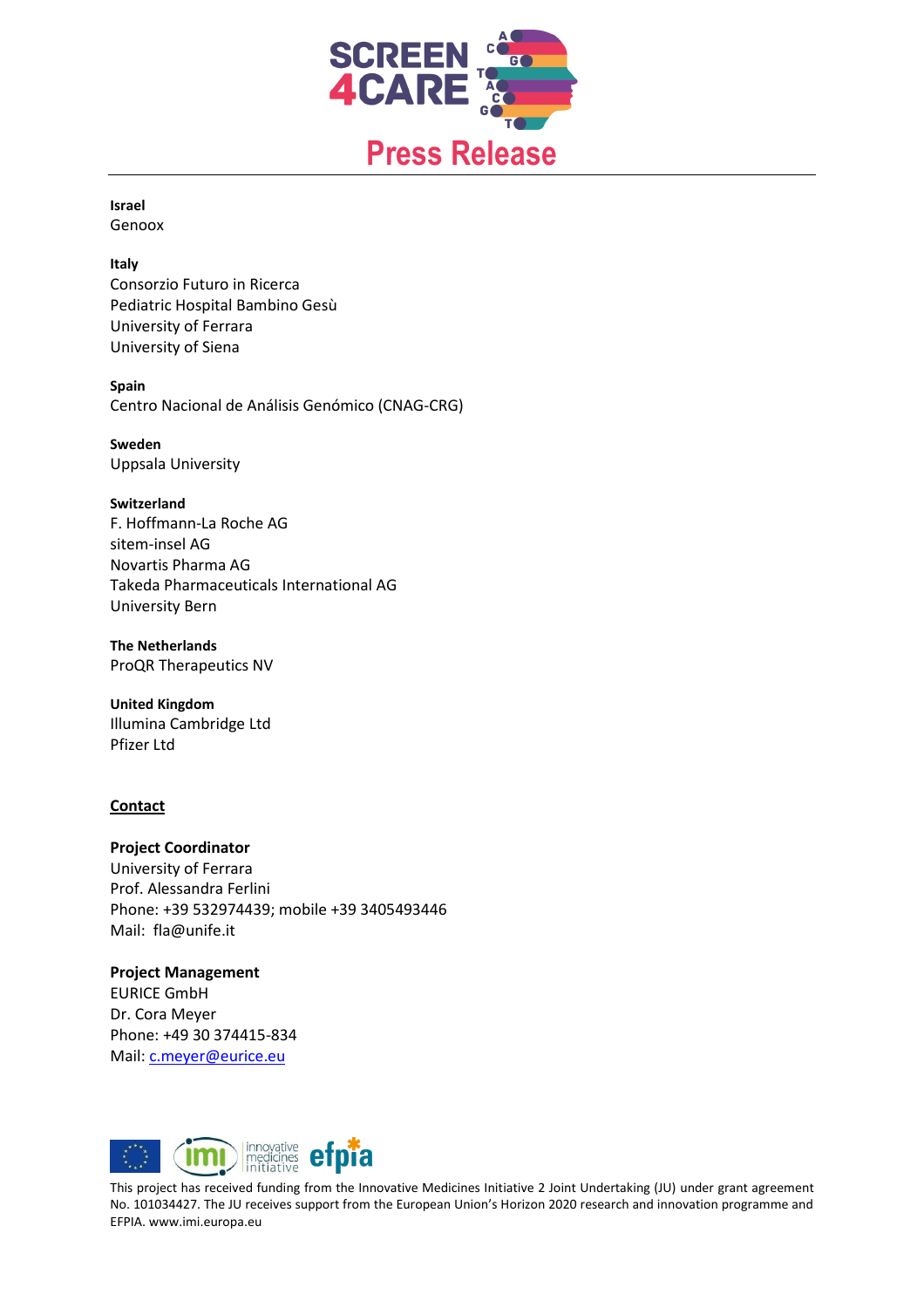**Israel**
Genoox

**Italy**
Consorzio Futuro in Ricerca
Pediatric Hospital Bambino Gesù
University of Ferrara
University of Siena

**Spain**
Centro Nacional de Análisis Genómico (CNAG-CRG)

**Sweden**
Uppsala University

**Switzerland**
F. Hoffmann-La Roche AG
sitem-insel AG
Novartis Pharma AG
Takeda Pharmaceuticals International AG
University Bern

**The Netherlands**
ProQR Therapeutics NV

**United Kingdom**
Illumina Cambridge Ltd
Pfizer Ltd

## Contact

**Project Coordinator**
University of Ferrara
Prof. Alessandra Ferlini
Phone: +39 532974439; mobile +39 3405493446
Mail: fla@unife.it

**Project Management**
EURICE GmbH
Dr. Cora Meyer
Phone: +49 30 374415-834
Mail: c.meyer@eurice.eu

This project has received funding from the Innovative Medicines Initiative 2 Joint Undertaking (JU) under grant agreement No. 101034427. The JU receives support from the European Union's Horizon 2020 research and innovation programme and EFPIA. www.imi.europa.eu